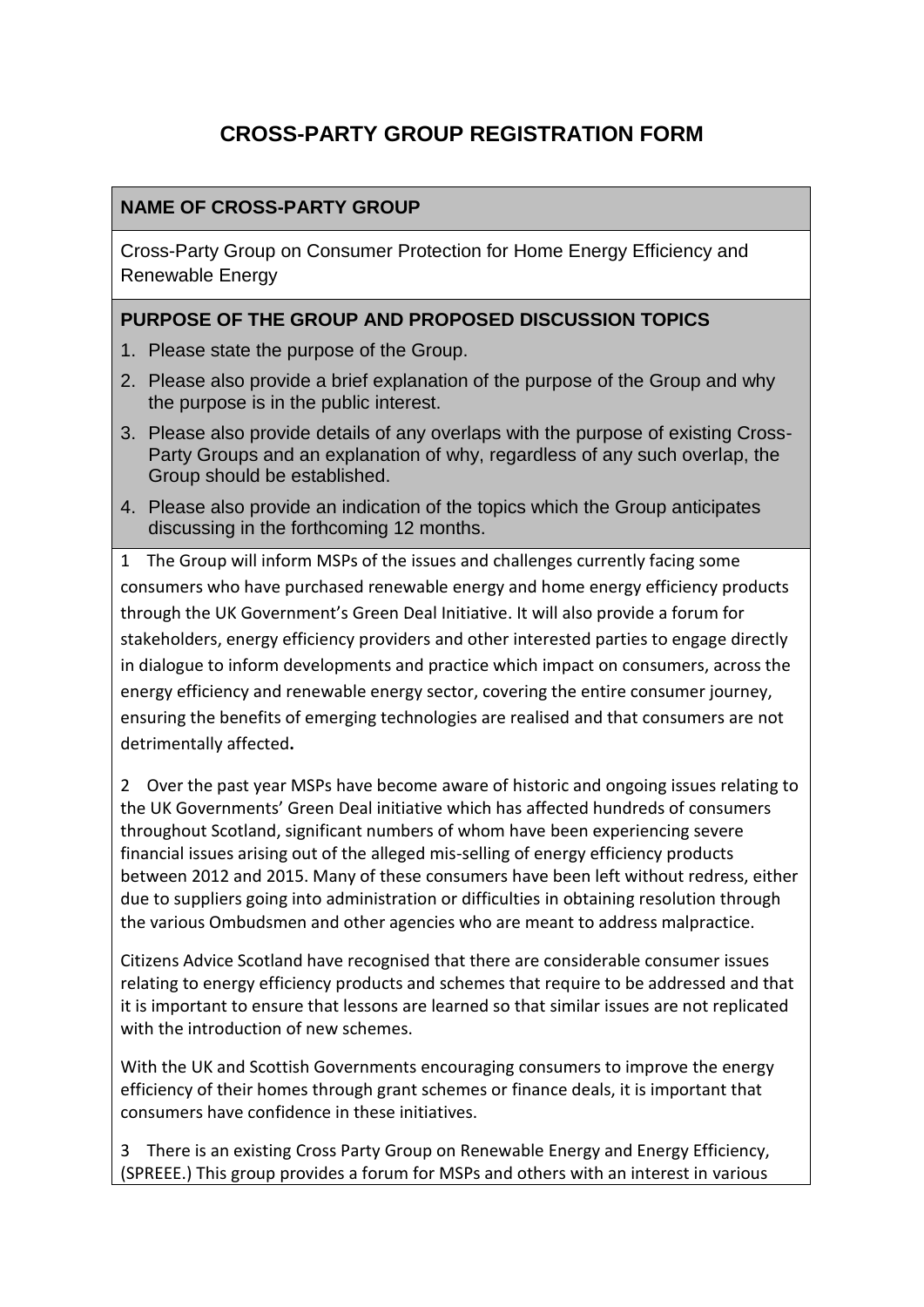# CROSS-PARTY GROUP REGISTRATION FORM

## NAME OF CROSS-PARTY GROUP

Cross-Party Group on Consumer Protection for Home Energy Efficiency and Renewable Energy

## PURPOSE OF THE GROUP AND PROPOSED DISCUSSION TOPICS

1. Please state the purpose of the Group.
2. Please also provide a brief explanation of the purpose of the Group and why the purpose is in the public interest.
3. Please also provide details of any overlaps with the purpose of existing Cross-Party Groups and an explanation of why, regardless of any such overlap, the Group should be established.
4. Please also provide an indication of the topics which the Group anticipates discussing in the forthcoming 12 months.

1 The Group will inform MSPs of the issues and challenges currently facing some consumers who have purchased renewable energy and home energy efficiency products through the UK Government's Green Deal Initiative. It will also provide a forum for stakeholders, energy efficiency providers and other interested parties to engage directly in dialogue to inform developments and practice which impact on consumers, across the energy efficiency and renewable energy sector, covering the entire consumer journey, ensuring the benefits of emerging technologies are realised and that consumers are not detrimentally affected**.**

2 Over the past year MSPs have become aware of historic and ongoing issues relating to the UK Governments' Green Deal initiative which has affected hundreds of consumers throughout Scotland, significant numbers of whom have been experiencing severe financial issues arising out of the alleged mis-selling of energy efficiency products between 2012 and 2015. Many of these consumers have been left without redress, either due to suppliers going into administration or difficulties in obtaining resolution through the various Ombudsmen and other agencies who are meant to address malpractice.

Citizens Advice Scotland have recognised that there are considerable consumer issues relating to energy efficiency products and schemes that require to be addressed and that it is important to ensure that lessons are learned so that similar issues are not replicated with the introduction of new schemes.

With the UK and Scottish Governments encouraging consumers to improve the energy efficiency of their homes through grant schemes or finance deals, it is important that consumers have confidence in these initiatives.

3 There is an existing Cross Party Group on Renewable Energy and Energy Efficiency, (SPREEE.) This group provides a forum for MSPs and others with an interest in various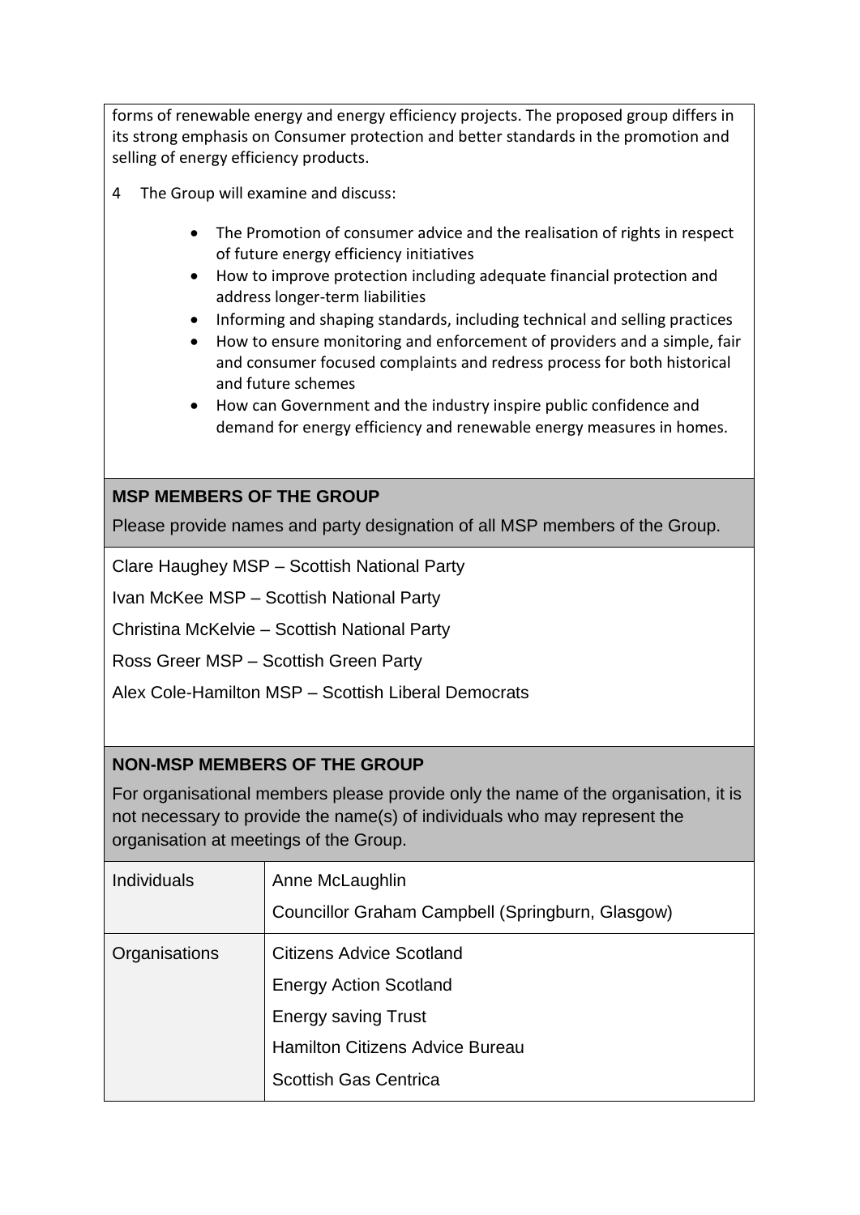forms of renewable energy and energy efficiency projects. The proposed group differs in its strong emphasis on Consumer protection and better standards in the promotion and selling of energy efficiency products.

4 The Group will examine and discuss:

- The Promotion of consumer advice and the realisation of rights in respect of future energy efficiency initiatives
- How to improve protection including adequate financial protection and address longer-term liabilities
- Informing and shaping standards, including technical and selling practices
- How to ensure monitoring and enforcement of providers and a simple, fair and consumer focused complaints and redress process for both historical and future schemes
- How can Government and the industry inspire public confidence and demand for energy efficiency and renewable energy measures in homes.

## MSP MEMBERS OF THE GROUP

Please provide names and party designation of all MSP members of the Group.

Clare Haughey MSP – Scottish National Party

Ivan McKee MSP – Scottish National Party

Christina McKelvie – Scottish National Party

Ross Greer MSP – Scottish Green Party

Alex Cole-Hamilton MSP – Scottish Liberal Democrats

## NON-MSP MEMBERS OF THE GROUP

For organisational members please provide only the name of the organisation, it is not necessary to provide the name(s) of individuals who may represent the organisation at meetings of the Group.

| | |
|---|---|
| Individuals | Anne McLaughlin<br>Councillor Graham Campbell (Springburn, Glasgow) |
| Organisations | Citizens Advice Scotland<br>Energy Action Scotland<br>Energy saving Trust<br>Hamilton Citizens Advice Bureau<br>Scottish Gas Centrica |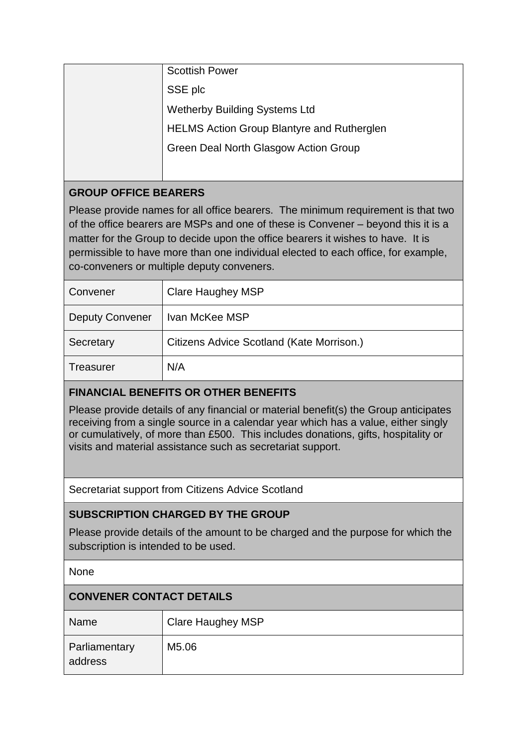| | |
|---|---|
| | Scottish Power<br>SSE plc<br>Wetherby Building Systems Ltd<br>HELMS Action Group Blantyre and Rutherglen<br>Green Deal North Glasgow Action Group |

**GROUP OFFICE BEARERS**

Please provide names for all office bearers. The minimum requirement is that two of the office bearers are MSPs and one of these is Convener – beyond this it is a matter for the Group to decide upon the office bearers it wishes to have. It is permissible to have more than one individual elected to each office, for example, co-conveners or multiple deputy conveners.

| | |
|---|---|
| Convener | Clare Haughey MSP |
| Deputy Convener | Ivan McKee MSP |
| Secretary | Citizens Advice Scotland (Kate Morrison.) |
| Treasurer | N/A |

**FINANCIAL BENEFITS OR OTHER BENEFITS**

Please provide details of any financial or material benefit(s) the Group anticipates receiving from a single source in a calendar year which has a value, either singly or cumulatively, of more than £500. This includes donations, gifts, hospitality or visits and material assistance such as secretariat support.

Secretariat support from Citizens Advice Scotland

**SUBSCRIPTION CHARGED BY THE GROUP**

Please provide details of the amount to be charged and the purpose for which the subscription is intended to be used.

None

**CONVENER CONTACT DETAILS**

| | |
|---|---|
| Name | Clare Haughey MSP |
| Parliamentary address | M5.06 |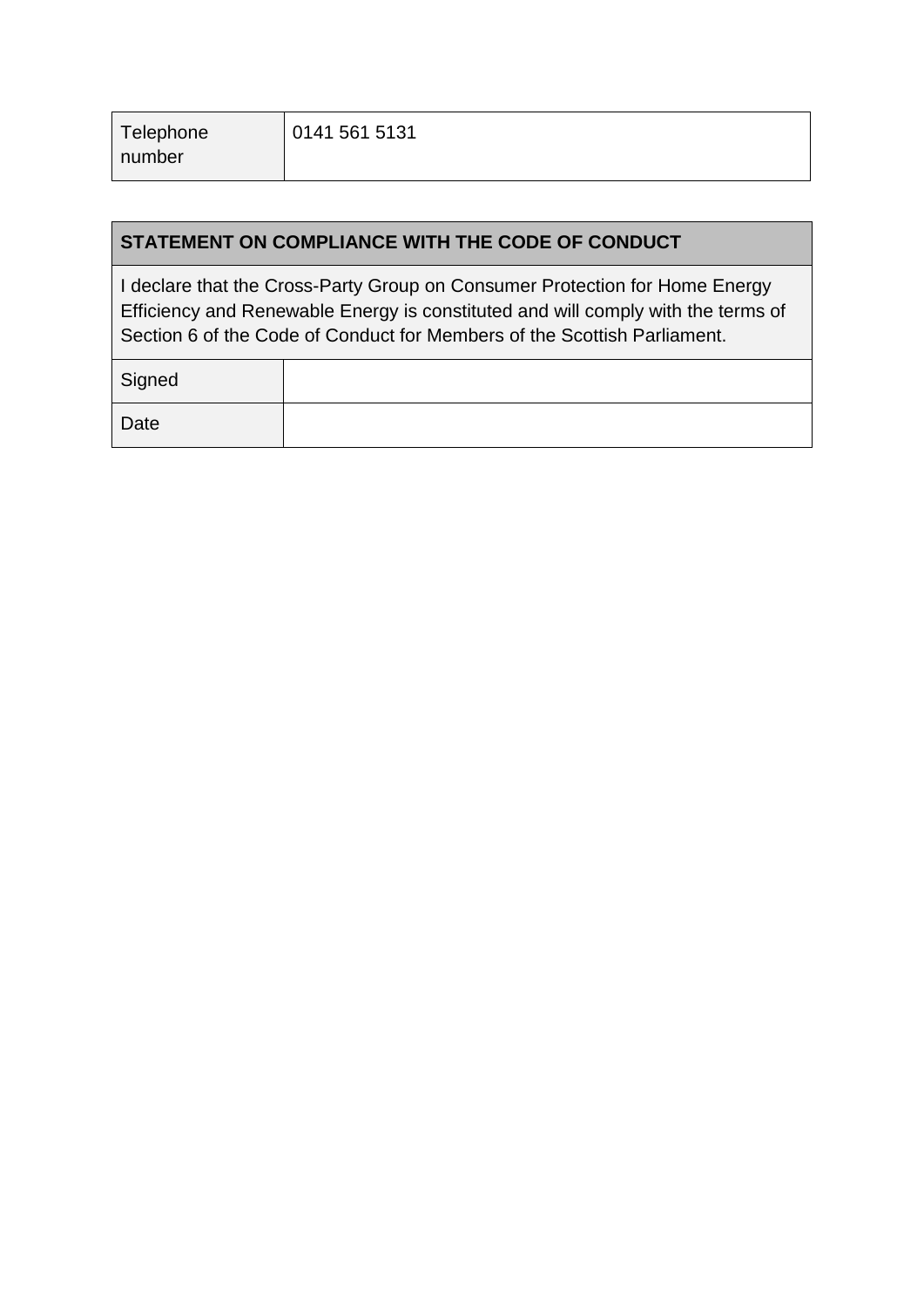| | |
|---|---|
| Telephone number | 0141 561 5131 |

| STATEMENT ON COMPLIANCE WITH THE CODE OF CONDUCT | |
|---|---|
| I declare that the Cross-Party Group on Consumer Protection for Home Energy Efficiency and Renewable Energy is constituted and will comply with the terms of Section 6 of the Code of Conduct for Members of the Scottish Parliament. | |
| Signed | |
| Date | |